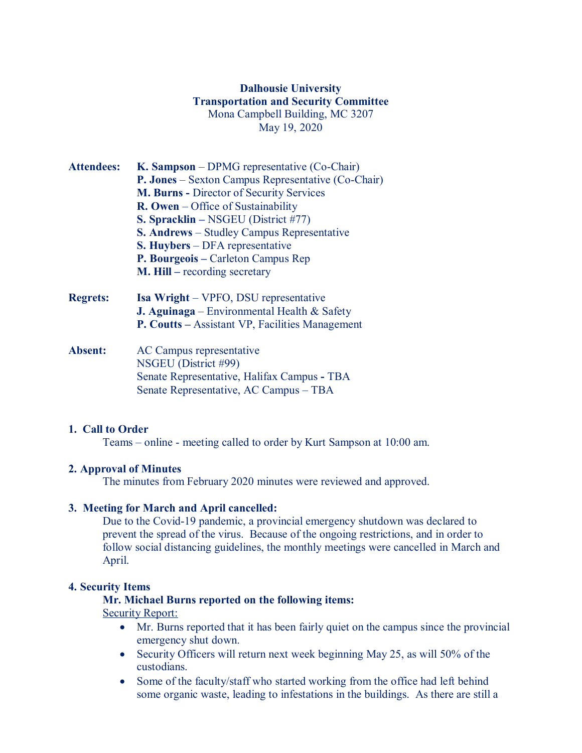**Dalhousie University**
**Transportation and Security Committee**
Mona Campbell Building, MC 3207
May 19, 2020

**Attendees:**
- **K. Sampson** – DPMG representative (Co-Chair)
- **P. Jones** – Sexton Campus Representative (Co-Chair)
- **M. Burns -** Director of Security Services
- **R. Owen** – Office of Sustainability
- **S. Spracklin –** NSGEU (District #77)
- **S. Andrews** – Studley Campus Representative
- **S. Huybers** – DFA representative
- **P. Bourgeois –** Carleton Campus Rep
- **M. Hill –** recording secretary

**Regrets:**
- **Isa Wright** – VPFO, DSU representative
- **J. Aguinaga** – Environmental Health & Safety
- **P. Coutts –** Assistant VP, Facilities Management

**Absent:**
- AC Campus representative
- NSGEU (District #99)
- Senate Representative, Halifax Campus - TBA
- Senate Representative, AC Campus – TBA

## 1. Call to Order

Teams – online - meeting called to order by Kurt Sampson at 10:00 am.

## 2. Approval of Minutes

The minutes from February 2020 minutes were reviewed and approved.

## 3. Meeting for March and April cancelled:

Due to the Covid-19 pandemic, a provincial emergency shutdown was declared to prevent the spread of the virus. Because of the ongoing restrictions, and in order to follow social distancing guidelines, the monthly meetings were cancelled in March and April.

## 4. Security Items

**Mr. Michael Burns reported on the following items:**

Security Report:

- Mr. Burns reported that it has been fairly quiet on the campus since the provincial emergency shut down.
- Security Officers will return next week beginning May 25, as will 50% of the custodians.
- Some of the faculty/staff who started working from the office had left behind some organic waste, leading to infestations in the buildings. As there are still a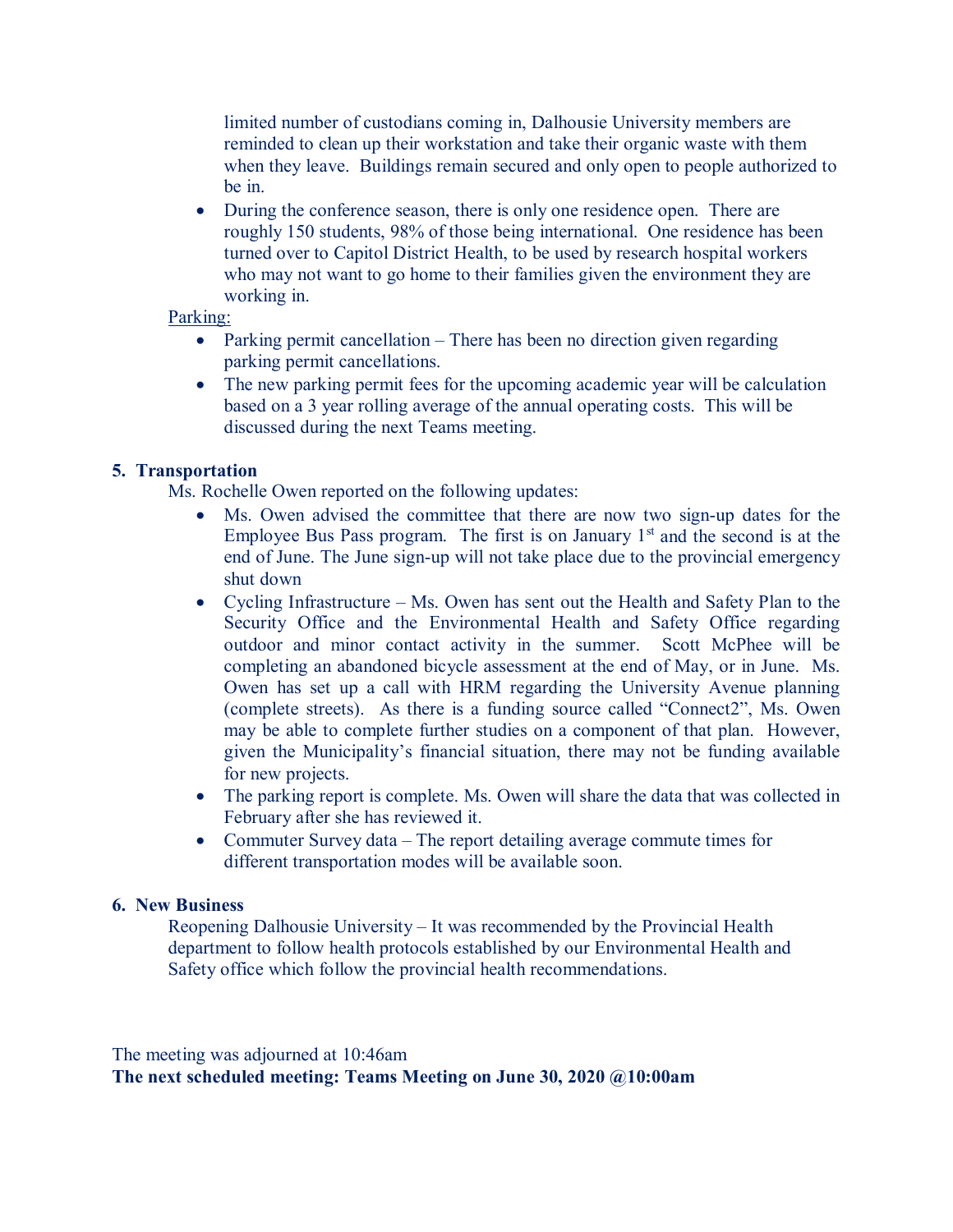limited number of custodians coming in, Dalhousie University members are reminded to clean up their workstation and take their organic waste with them when they leave. Buildings remain secured and only open to people authorized to be in.

- During the conference season, there is only one residence open. There are roughly 150 students, 98% of those being international. One residence has been turned over to Capitol District Health, to be used by research hospital workers who may not want to go home to their families given the environment they are working in.

Parking:

- Parking permit cancellation – There has been no direction given regarding parking permit cancellations.
- The new parking permit fees for the upcoming academic year will be calculation based on a 3 year rolling average of the annual operating costs. This will be discussed during the next Teams meeting.

**5. Transportation**

Ms. Rochelle Owen reported on the following updates:

- Ms. Owen advised the committee that there are now two sign-up dates for the Employee Bus Pass program. The first is on January 1st and the second is at the end of June. The June sign-up will not take place due to the provincial emergency shut down
- Cycling Infrastructure – Ms. Owen has sent out the Health and Safety Plan to the Security Office and the Environmental Health and Safety Office regarding outdoor and minor contact activity in the summer. Scott McPhee will be completing an abandoned bicycle assessment at the end of May, or in June. Ms. Owen has set up a call with HRM regarding the University Avenue planning (complete streets). As there is a funding source called "Connect2", Ms. Owen may be able to complete further studies on a component of that plan. However, given the Municipality's financial situation, there may not be funding available for new projects.
- The parking report is complete. Ms. Owen will share the data that was collected in February after she has reviewed it.
- Commuter Survey data – The report detailing average commute times for different transportation modes will be available soon.

**6. New Business**

Reopening Dalhousie University – It was recommended by the Provincial Health department to follow health protocols established by our Environmental Health and Safety office which follow the provincial health recommendations.

The meeting was adjourned at 10:46am

**The next scheduled meeting: Teams Meeting on June 30, 2020 @10:00am**